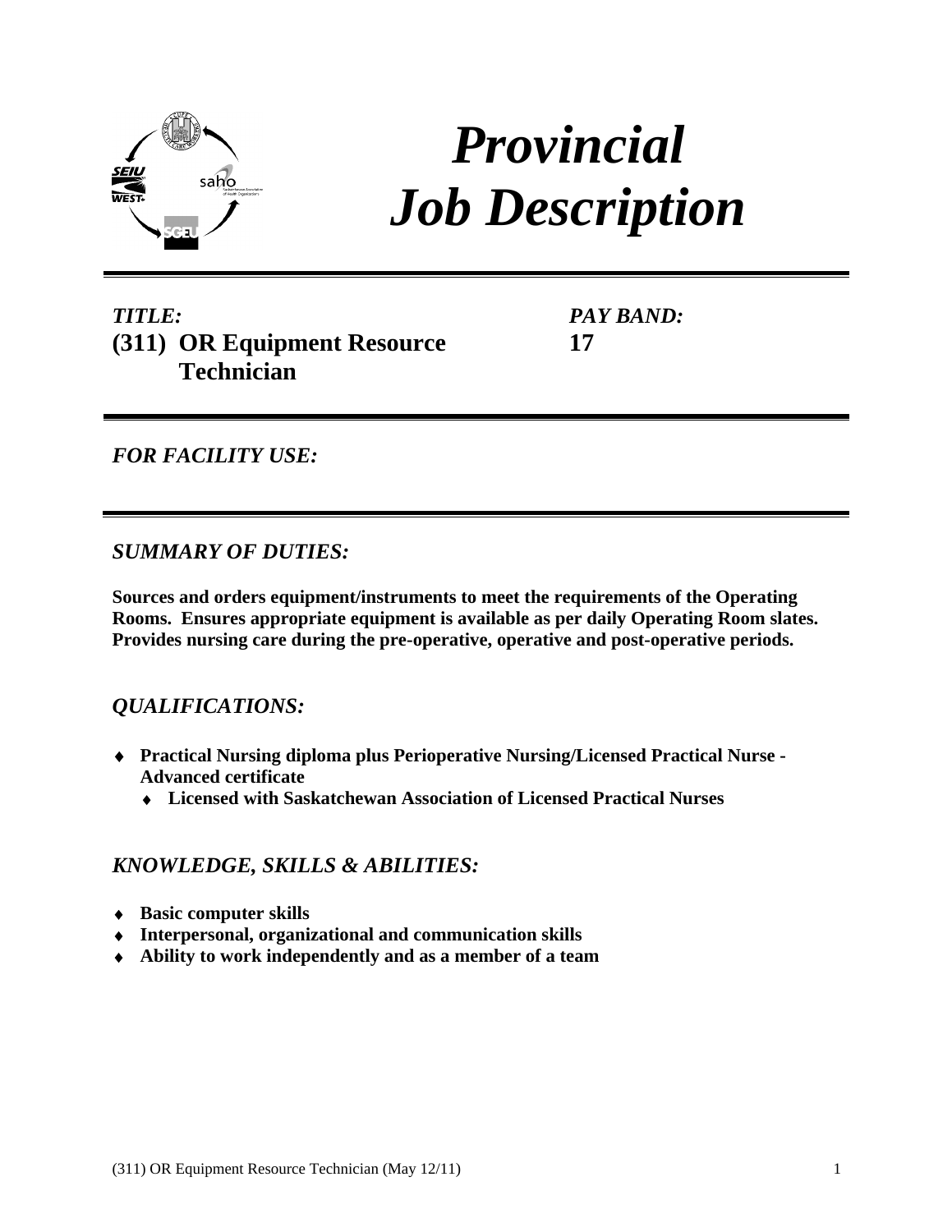# *Provincial Job Description*

***TITLE:***
**(311) OR Equipment Resource Technician**

***PAY BAND:***
**17**

***FOR FACILITY USE:***

## *SUMMARY OF DUTIES:*

**Sources and orders equipment/instruments to meet the requirements of the Operating Rooms. Ensures appropriate equipment is available as per daily Operating Room slates. Provides nursing care during the pre-operative, operative and post-operative periods.**

## *QUALIFICATIONS:*

- **Practical Nursing diploma plus Perioperative Nursing/Licensed Practical Nurse - Advanced certificate**
  - **Licensed with Saskatchewan Association of Licensed Practical Nurses**

## *KNOWLEDGE, SKILLS & ABILITIES:*

- **Basic computer skills**
- **Interpersonal, organizational and communication skills**
- **Ability to work independently and as a member of a team**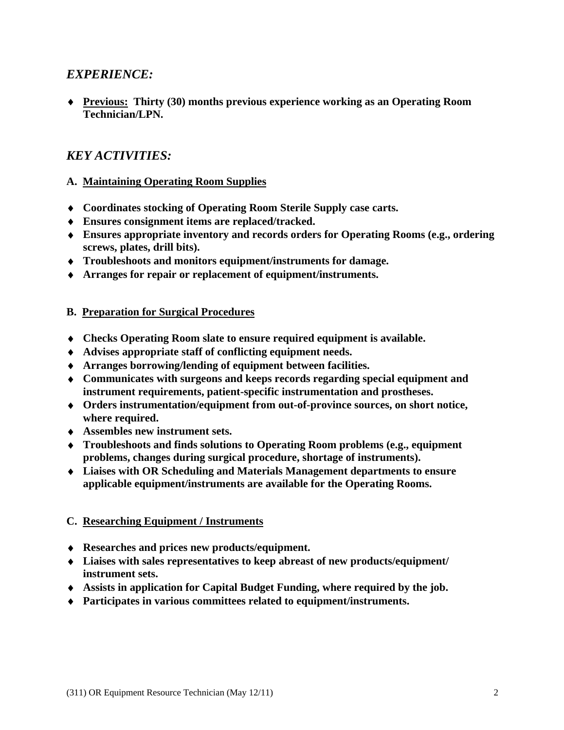## *EXPERIENCE:*

- **Previous: Thirty (30) months previous experience working as an Operating Room Technician/LPN.**

## *KEY ACTIVITIES:*

### A. Maintaining Operating Room Supplies

- **Coordinates stocking of Operating Room Sterile Supply case carts.**
- **Ensures consignment items are replaced/tracked.**
- **Ensures appropriate inventory and records orders for Operating Rooms (e.g., ordering screws, plates, drill bits).**
- **Troubleshoots and monitors equipment/instruments for damage.**
- **Arranges for repair or replacement of equipment/instruments.**

### B. Preparation for Surgical Procedures

- **Checks Operating Room slate to ensure required equipment is available.**
- **Advises appropriate staff of conflicting equipment needs.**
- **Arranges borrowing/lending of equipment between facilities.**
- **Communicates with surgeons and keeps records regarding special equipment and instrument requirements, patient-specific instrumentation and prostheses.**
- **Orders instrumentation/equipment from out-of-province sources, on short notice, where required.**
- **Assembles new instrument sets.**
- **Troubleshoots and finds solutions to Operating Room problems (e.g., equipment problems, changes during surgical procedure, shortage of instruments).**
- **Liaises with OR Scheduling and Materials Management departments to ensure applicable equipment/instruments are available for the Operating Rooms.**

### C. Researching Equipment / Instruments

- **Researches and prices new products/equipment.**
- **Liaises with sales representatives to keep abreast of new products/equipment/ instrument sets.**
- **Assists in application for Capital Budget Funding, where required by the job.**
- **Participates in various committees related to equipment/instruments.**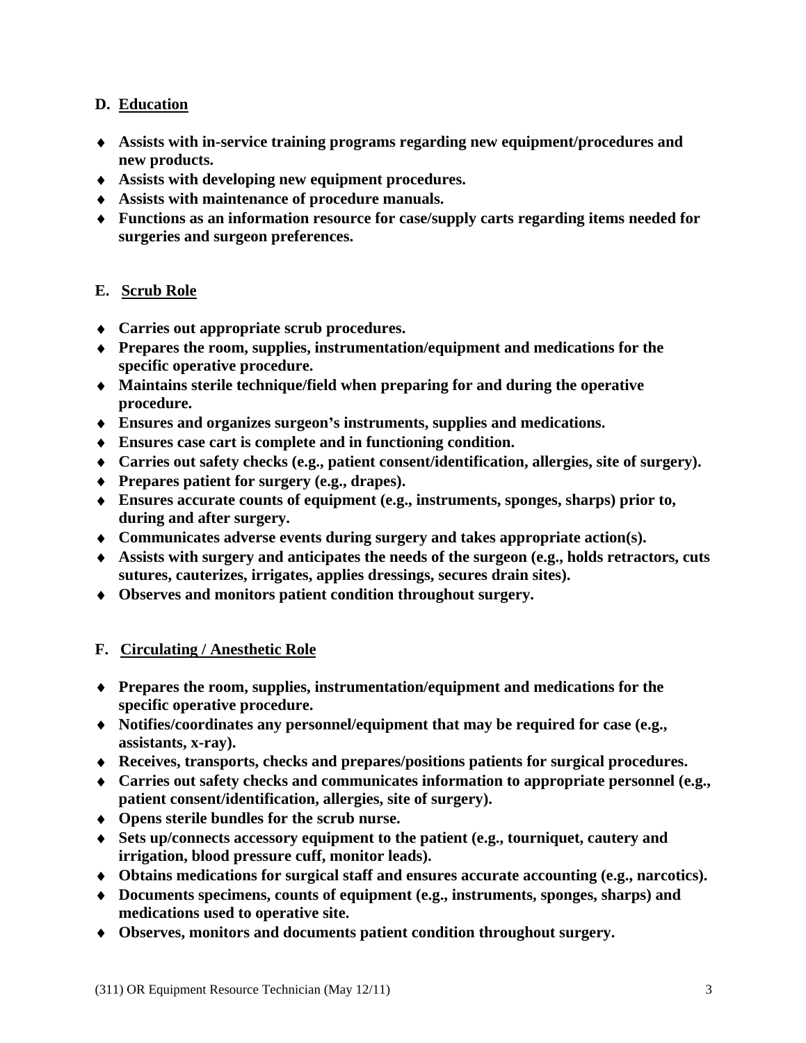### D. Education

- **Assists with in-service training programs regarding new equipment/procedures and new products.**
- **Assists with developing new equipment procedures.**
- **Assists with maintenance of procedure manuals.**
- **Functions as an information resource for case/supply carts regarding items needed for surgeries and surgeon preferences.**

### E. Scrub Role

- **Carries out appropriate scrub procedures.**
- **Prepares the room, supplies, instrumentation/equipment and medications for the specific operative procedure.**
- **Maintains sterile technique/field when preparing for and during the operative procedure.**
- **Ensures and organizes surgeon's instruments, supplies and medications.**
- **Ensures case cart is complete and in functioning condition.**
- **Carries out safety checks (e.g., patient consent/identification, allergies, site of surgery).**
- **Prepares patient for surgery (e.g., drapes).**
- **Ensures accurate counts of equipment (e.g., instruments, sponges, sharps) prior to, during and after surgery.**
- **Communicates adverse events during surgery and takes appropriate action(s).**
- **Assists with surgery and anticipates the needs of the surgeon (e.g., holds retractors, cuts sutures, cauterizes, irrigates, applies dressings, secures drain sites).**
- **Observes and monitors patient condition throughout surgery.**

### F. Circulating / Anesthetic Role

- **Prepares the room, supplies, instrumentation/equipment and medications for the specific operative procedure.**
- **Notifies/coordinates any personnel/equipment that may be required for case (e.g., assistants, x-ray).**
- **Receives, transports, checks and prepares/positions patients for surgical procedures.**
- **Carries out safety checks and communicates information to appropriate personnel (e.g., patient consent/identification, allergies, site of surgery).**
- **Opens sterile bundles for the scrub nurse.**
- **Sets up/connects accessory equipment to the patient (e.g., tourniquet, cautery and irrigation, blood pressure cuff, monitor leads).**
- **Obtains medications for surgical staff and ensures accurate accounting (e.g., narcotics).**
- **Documents specimens, counts of equipment (e.g., instruments, sponges, sharps) and medications used to operative site.**
- **Observes, monitors and documents patient condition throughout surgery.**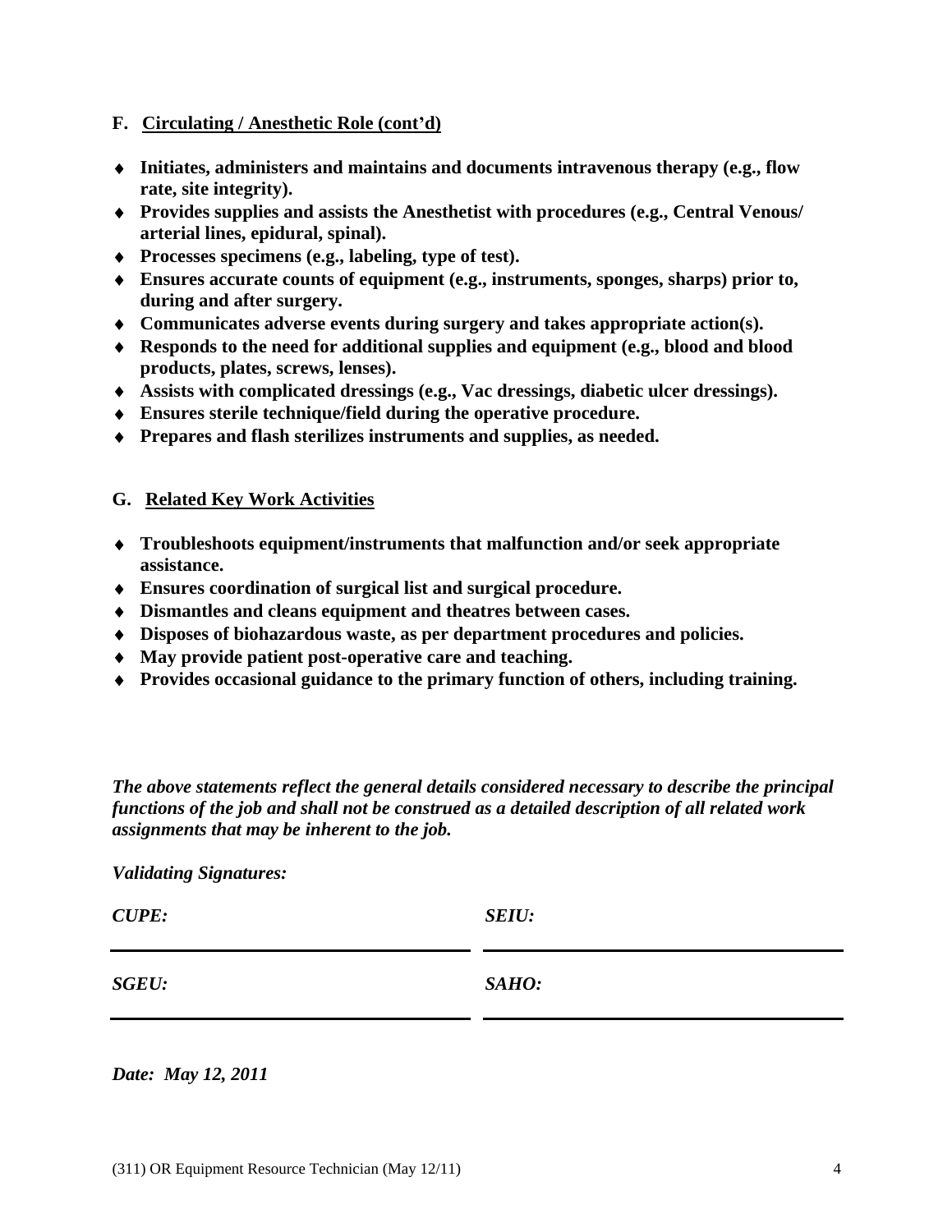### F. Circulating / Anesthetic Role (cont'd)

- **Initiates, administers and maintains and documents intravenous therapy (e.g., flow rate, site integrity).**
- **Provides supplies and assists the Anesthetist with procedures (e.g., Central Venous/ arterial lines, epidural, spinal).**
- **Processes specimens (e.g., labeling, type of test).**
- **Ensures accurate counts of equipment (e.g., instruments, sponges, sharps) prior to, during and after surgery.**
- **Communicates adverse events during surgery and takes appropriate action(s).**
- **Responds to the need for additional supplies and equipment (e.g., blood and blood products, plates, screws, lenses).**
- **Assists with complicated dressings (e.g., Vac dressings, diabetic ulcer dressings).**
- **Ensures sterile technique/field during the operative procedure.**
- **Prepares and flash sterilizes instruments and supplies, as needed.**

### G. Related Key Work Activities

- **Troubleshoots equipment/instruments that malfunction and/or seek appropriate assistance.**
- **Ensures coordination of surgical list and surgical procedure.**
- **Dismantles and cleans equipment and theatres between cases.**
- **Disposes of biohazardous waste, as per department procedures and policies.**
- **May provide patient post-operative care and teaching.**
- **Provides occasional guidance to the primary function of others, including training.**

***The above statements reflect the general details considered necessary to describe the principal functions of the job and shall not be construed as a detailed description of all related work assignments that may be inherent to the job.***

***Validating Signatures:***

***CUPE:*** ______________________

***SEIU:*** ______________________

***SGEU:*** ______________________

***SAHO:*** ______________________

***Date: May 12, 2011***